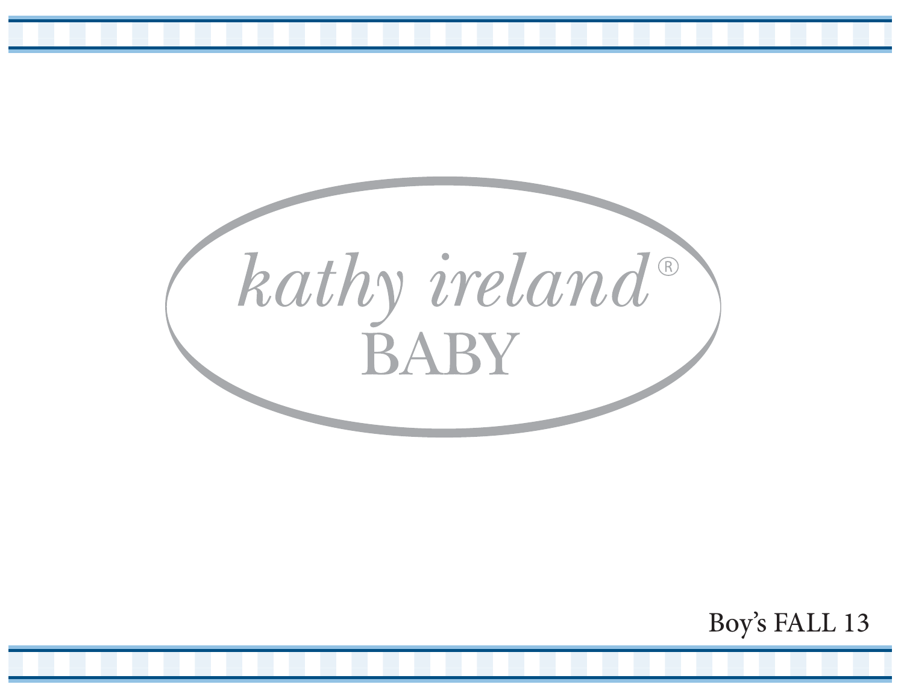# *kathy ireland®*
# BABY

Boy's FALL 13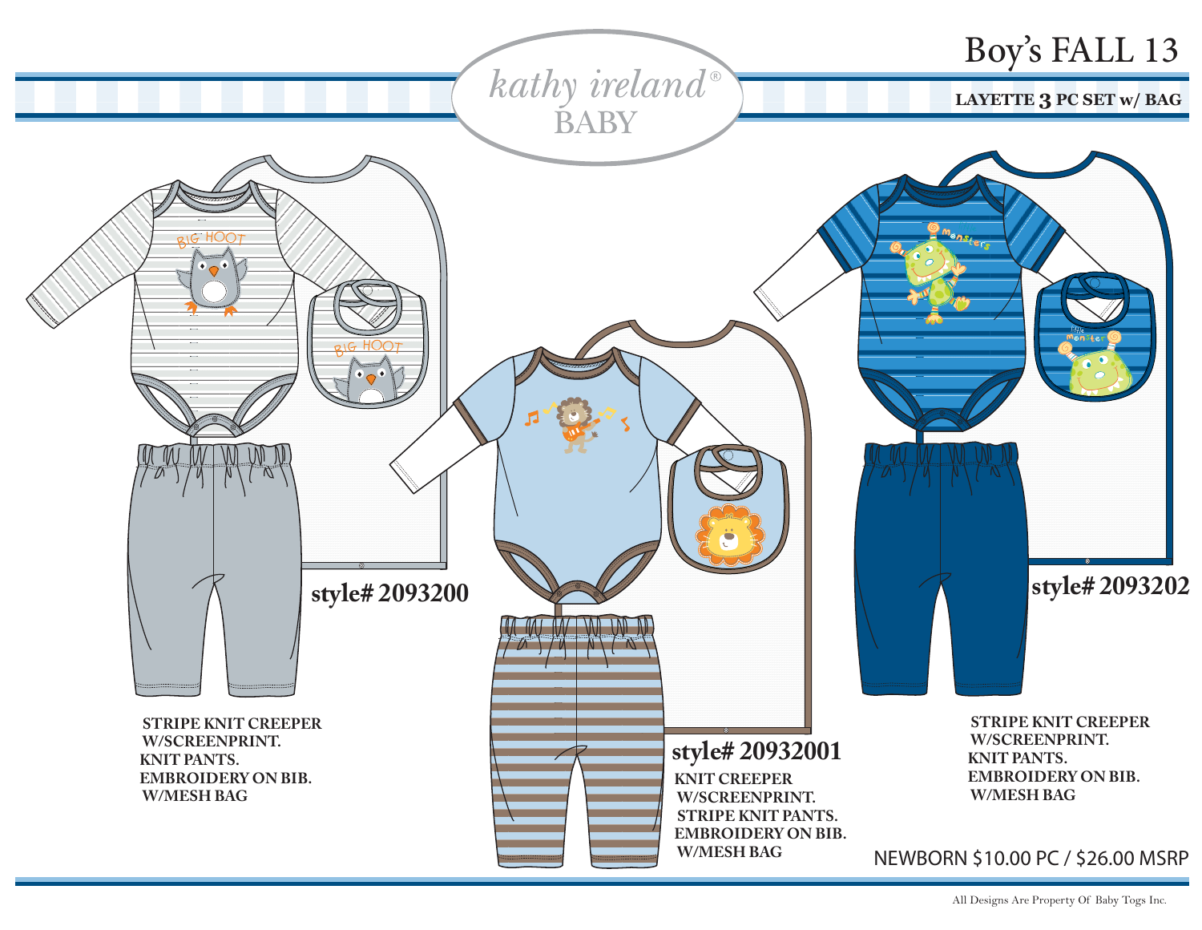kathy ireland® BABY

# Boy's FALL 13

**LAYETTE 3 PC SET w/ BAG**

**style# 2093200**

**STRIPE KNIT CREEPER W/SCREENPRINT.**
**KNIT PANTS.**
**EMBROIDERY ON BIB.**
**W/MESH BAG**

**style# 20932001**

**KNIT CREEPER W/SCREENPRINT.**
**STRIPE KNIT PANTS.**
**EMBROIDERY ON BIB.**
**W/MESH BAG**

**style# 2093202**

**STRIPE KNIT CREEPER W/SCREENPRINT.**
**KNIT PANTS.**
**EMBROIDERY ON BIB.**
**W/MESH BAG**

NEWBORN $10.00 PC / $26.00 MSRP

All Designs Are Property Of Baby Togs Inc.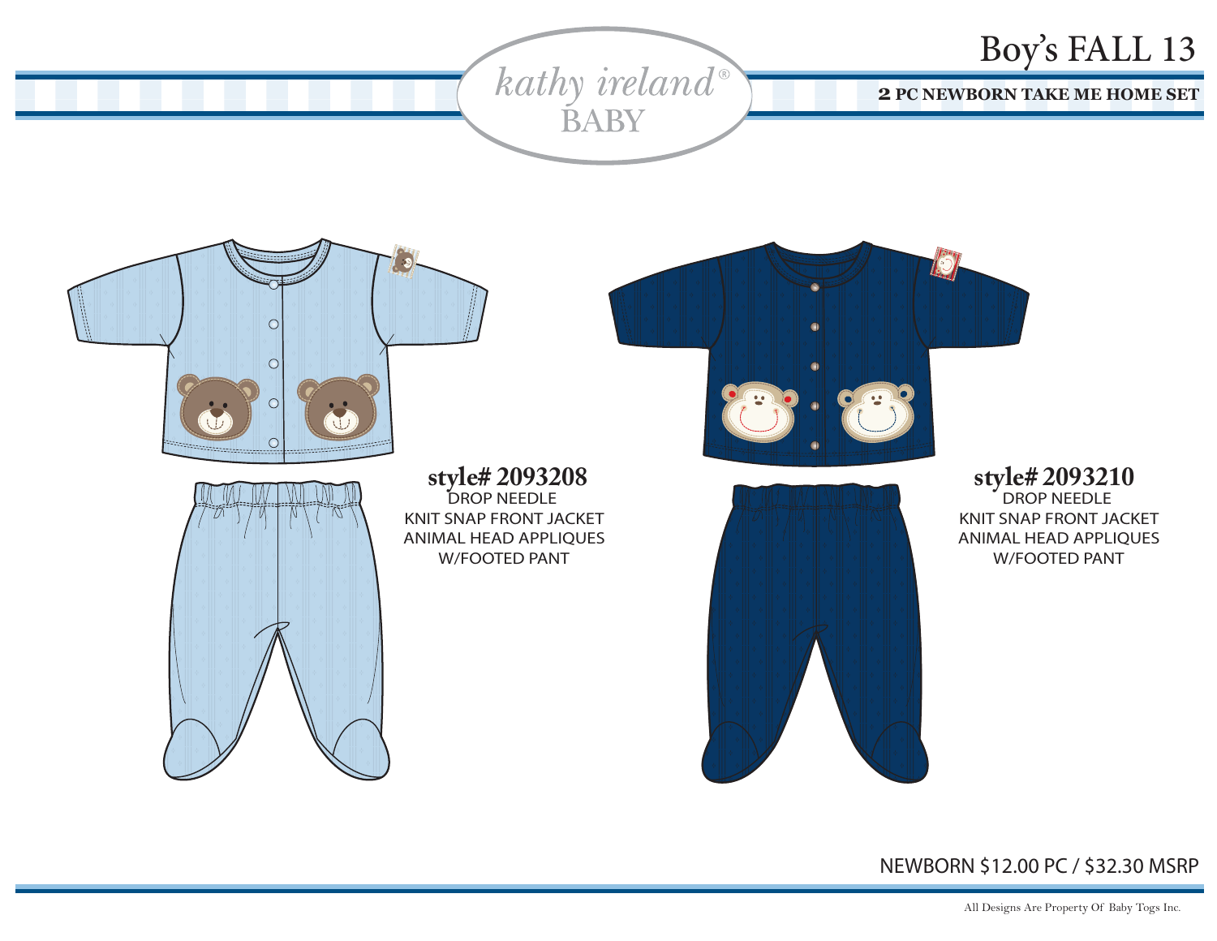kathy ireland®
BABY

# Boy's FALL 13

**2 PC NEWBORN TAKE ME HOME SET**

**style# 2093208**
DROP NEEDLE
KNIT SNAP FRONT JACKET
ANIMAL HEAD APPLIQUES
W/FOOTED PANT

**style# 2093210**
DROP NEEDLE
KNIT SNAP FRONT JACKET
ANIMAL HEAD APPLIQUES
W/FOOTED PANT

NEWBORN $12.00 PC / $32.30 MSRP

All Designs Are Property Of Baby Togs Inc.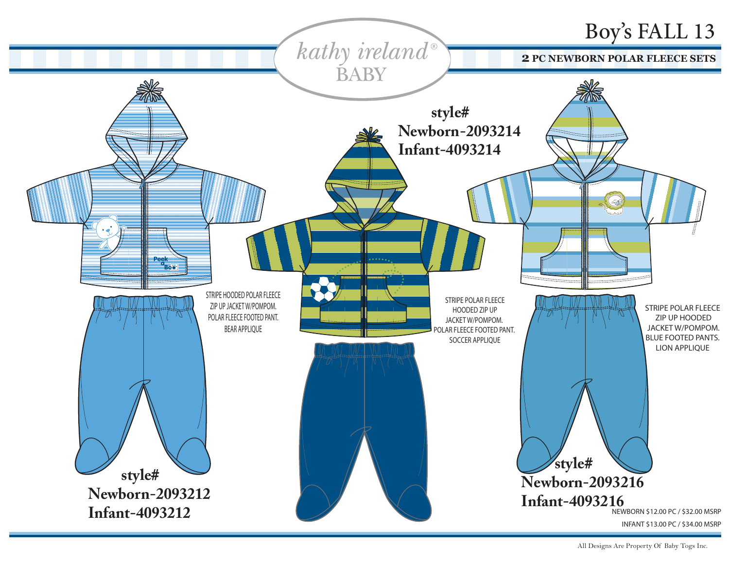# Boy's FALL 13

kathy ireland® BABY

**2 PC NEWBORN POLAR FLEECE SETS**

**style#**
**Newborn-2093212**
**Infant-4093212**

STRIPE HOODED POLAR FLEECE ZIP UP JACKET W/POMPOM. POLAR FLEECE FOOTED PANT. BEAR APPLIQUE

**style#**
**Newborn-2093214**
**Infant-4093214**

STRIPE POLAR FLEECE HOODED ZIP UP JACKET W/POMPOM. POLAR FLEECE FOOTED PANT. SOCCER APPLIQUE

**style#**
**Newborn-2093216**
**Infant-4093216**

STRIPE POLAR FLEECE ZIP UP HOODED JACKET W/POMPOM. BLUE FOOTED PANTS. LION APPLIQUE

NEWBORN $12.00 PC / $32.00 MSRP

INFANT $13.00 PC / $34.00 MSRP

All Designs Are Property Of Baby Togs Inc.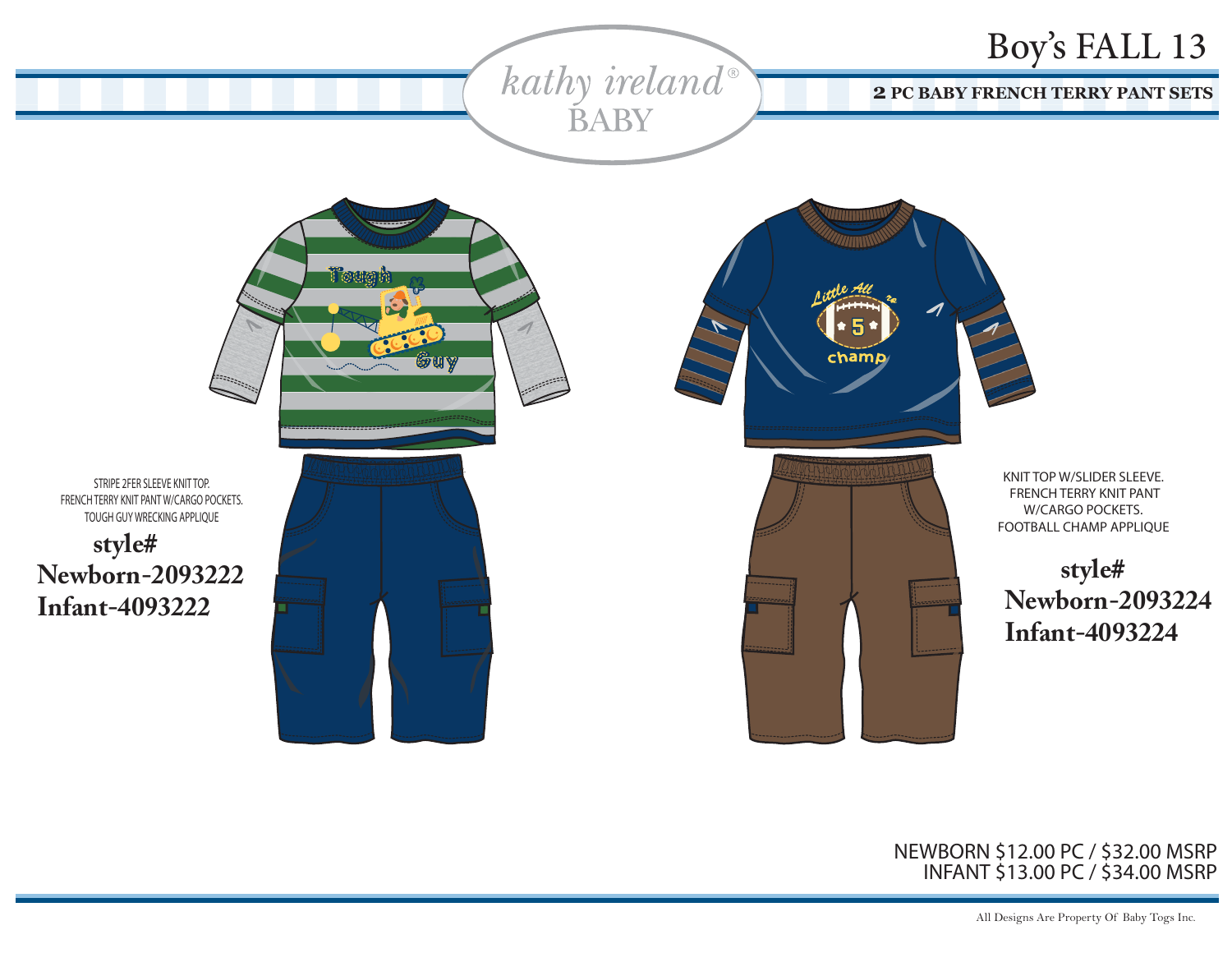*kathy ireland*®
BABY

# Boy's FALL 13

**2 PC BABY FRENCH TERRY PANT SETS**

STRIPE 2FER SLEEVE KNIT TOP.
FRENCH TERRY KNIT PANT W/CARGO POCKETS.
TOUGH GUY WRECKING APPLIQUE

**style#**
**Newborn-2093222**
**Infant-4093222**

KNIT TOP W/SLIDER SLEEVE.
FRENCH TERRY KNIT PANT
W/CARGO POCKETS.
FOOTBALL CHAMP APPLIQUE

**style#**
**Newborn-2093224**
**Infant-4093224**

NEWBORN $12.00 PC / $32.00 MSRP
INFANT $13.00 PC / $34.00 MSRP

All Designs Are Property Of Baby Togs Inc.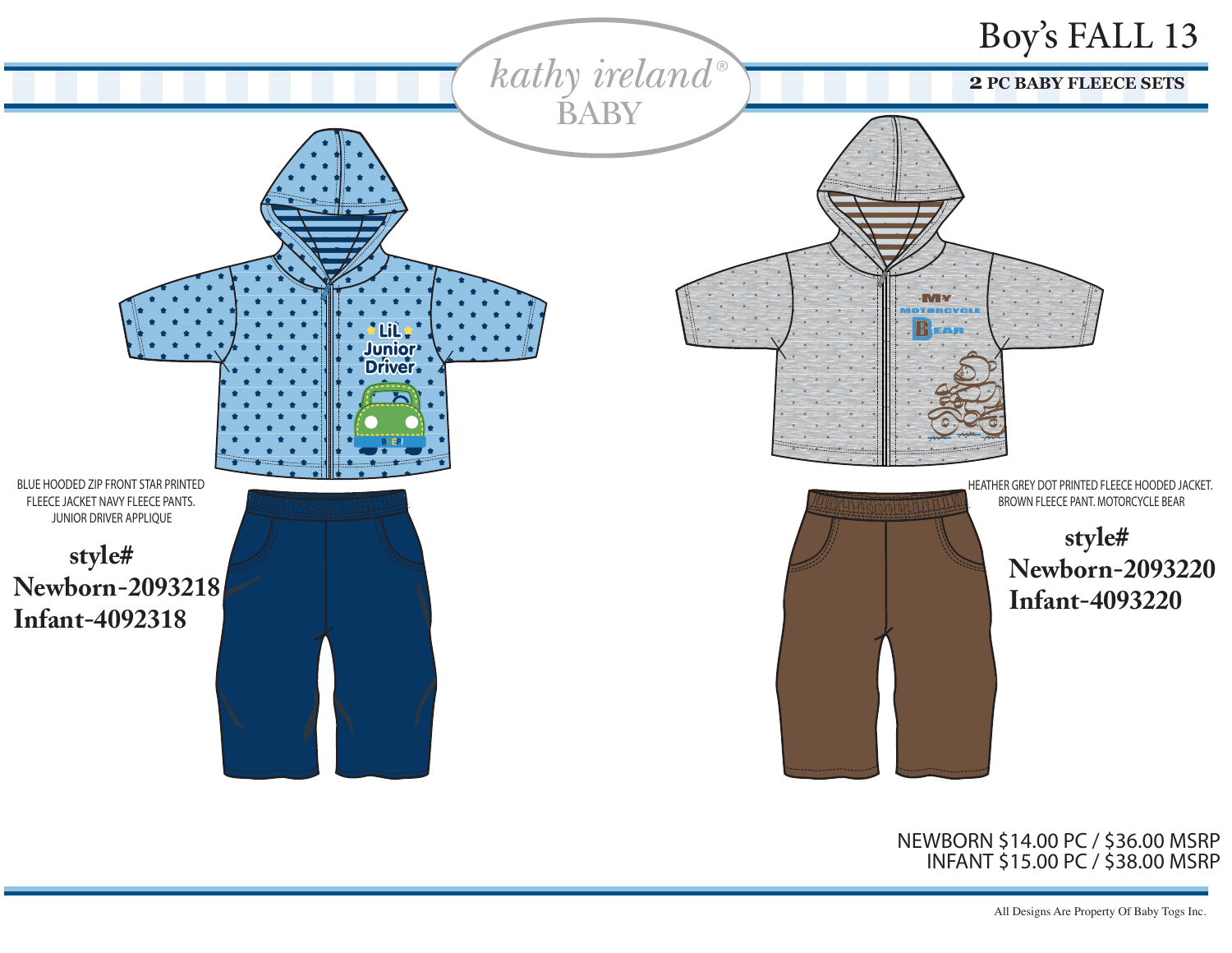# Boy's FALL 13

kathy ireland® BABY

**2 PC BABY FLEECE SETS**

BLUE HOODED ZIP FRONT STAR PRINTED FLEECE JACKET NAVY FLEECE PANTS. JUNIOR DRIVER APPLIQUE

**style#**
**Newborn-2093218**
**Infant-4092318**

HEATHER GREY DOT PRINTED FLEECE HOODED JACKET. BROWN FLEECE PANT. MOTORCYCLE BEAR

**style#**
**Newborn-2093220**
**Infant-4093220**

NEWBORN $14.00 PC / $36.00 MSRP
INFANT $15.00 PC / $38.00 MSRP

All Designs Are Property Of Baby Togs Inc.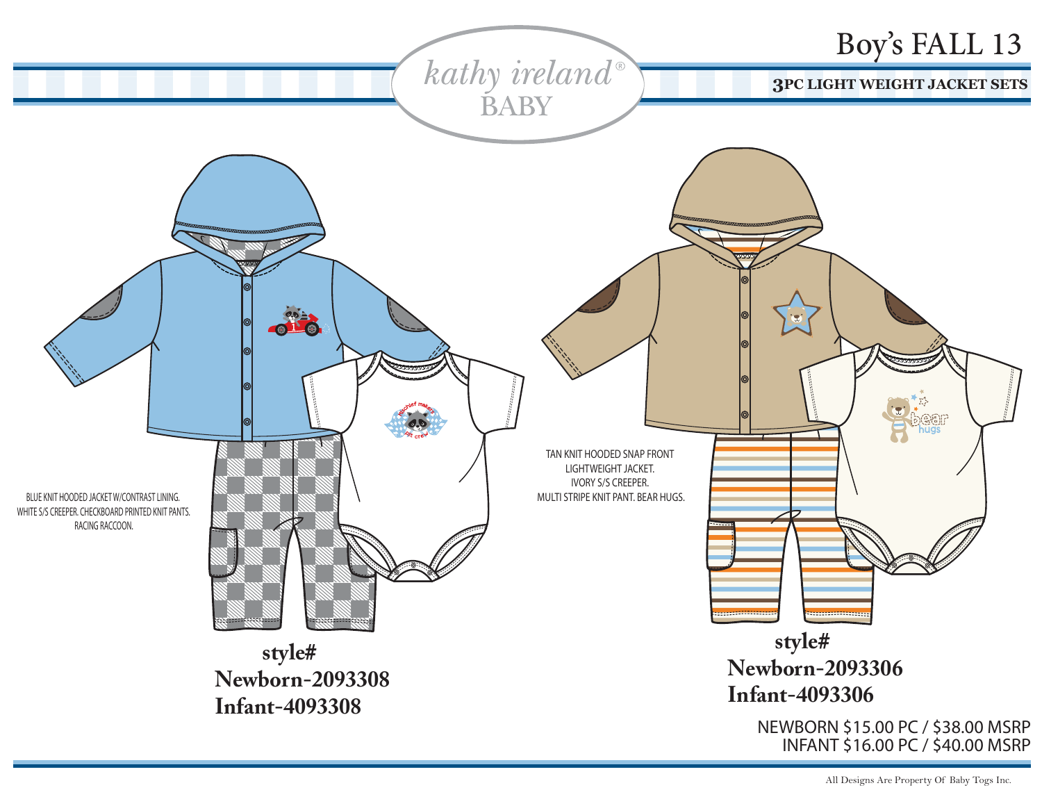kathy ireland®
BABY

# Boy's FALL 13

**3PC LIGHT WEIGHT JACKET SETS**

BLUE KNIT HOODED JACKET W/CONTRAST LINING.
WHITE S/S CREEPER. CHECKBOARD PRINTED KNIT PANTS.
RACING RACCOON.

**style#**
**Newborn-2093308**
**Infant-4093308**

TAN KNIT HOODED SNAP FRONT
LIGHTWEIGHT JACKET.
IVORY S/S CREEPER.
MULTI STRIPE KNIT PANT. BEAR HUGS.

**style#**
**Newborn-2093306**
**Infant-4093306**

NEWBORN $15.00 PC / $38.00 MSRP
INFANT $16.00 PC / $40.00 MSRP

All Designs Are Property Of Baby Togs Inc.